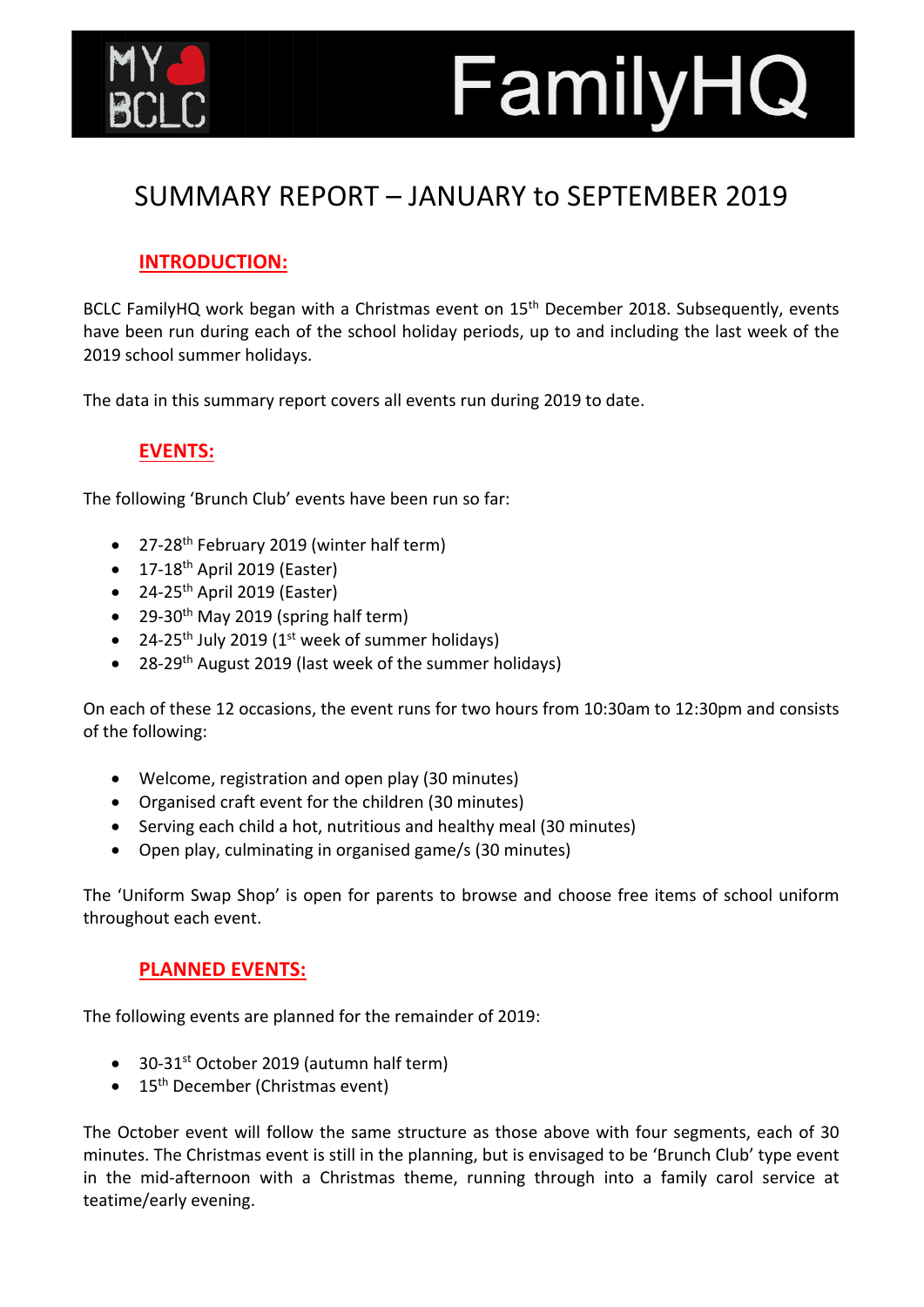MY BCLC FamilyHQ

# SUMMARY REPORT – JANUARY to SEPTEMBER 2019

## INTRODUCTION:

BCLC FamilyHQ work began with a Christmas event on 15th December 2018. Subsequently, events have been run during each of the school holiday periods, up to and including the last week of the 2019 school summer holidays.

The data in this summary report covers all events run during 2019 to date.

## EVENTS:

The following 'Brunch Club' events have been run so far:

- 27-28th February 2019 (winter half term)
- 17-18th April 2019 (Easter)
- 24-25th April 2019 (Easter)
- 29-30th May 2019 (spring half term)
- 24-25th July 2019 (1st week of summer holidays)
- 28-29th August 2019 (last week of the summer holidays)

On each of these 12 occasions, the event runs for two hours from 10:30am to 12:30pm and consists of the following:

- Welcome, registration and open play (30 minutes)
- Organised craft event for the children (30 minutes)
- Serving each child a hot, nutritious and healthy meal (30 minutes)
- Open play, culminating in organised game/s (30 minutes)

The 'Uniform Swap Shop' is open for parents to browse and choose free items of school uniform throughout each event.

## PLANNED EVENTS:

The following events are planned for the remainder of 2019:

- 30-31st October 2019 (autumn half term)
- 15th December (Christmas event)

The October event will follow the same structure as those above with four segments, each of 30 minutes. The Christmas event is still in the planning, but is envisaged to be 'Brunch Club' type event in the mid-afternoon with a Christmas theme, running through into a family carol service at teatime/early evening.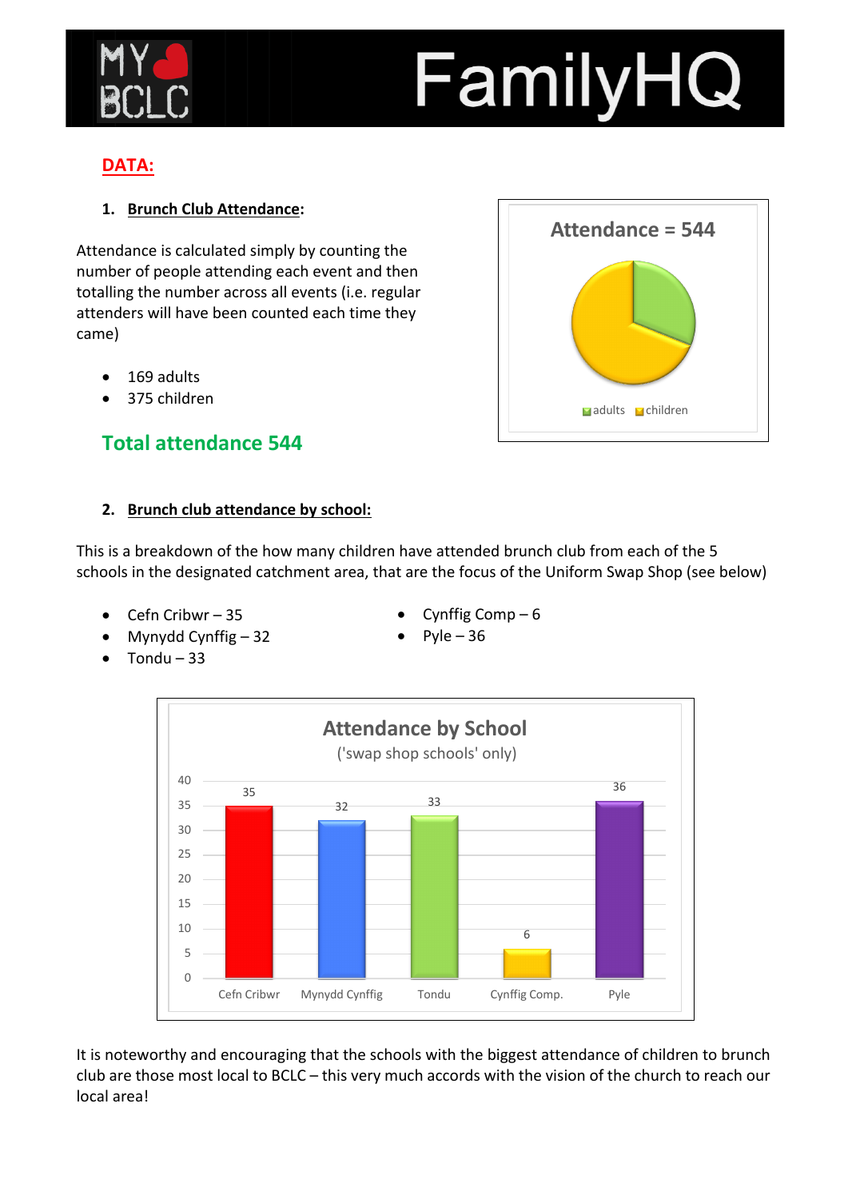MY ❤ BCLC

# FamilyHQ

## DATA:

### 1. Brunch Club Attendance:

Attendance is calculated simply by counting the number of people attending each event and then totalling the number across all events (i.e. regular attenders will have been counted each time they came)

- 169 adults
- 375 children

**Total attendance 544**

Attendance = 544

adults children

### 2. Brunch club attendance by school:

This is a breakdown of the how many children have attended brunch club from each of the 5 schools in the designated catchment area, that are the focus of the Uniform Swap Shop (see below)

- Cefn Cribwr – 35
- Mynydd Cynffig – 32
- Tondu – 33
- Cynffig Comp – 6
- Pyle – 36

Attendance by School
('swap shop schools' only)

| School | Attendance |
|---|---|
| Cefn Cribwr | 35 |
| Mynydd Cynffig | 32 |
| Tondu | 33 |
| Cynffig Comp. | 6 |
| Pyle | 36 |

It is noteworthy and encouraging that the schools with the biggest attendance of children to brunch club are those most local to BCLC – this very much accords with the vision of the church to reach our local area!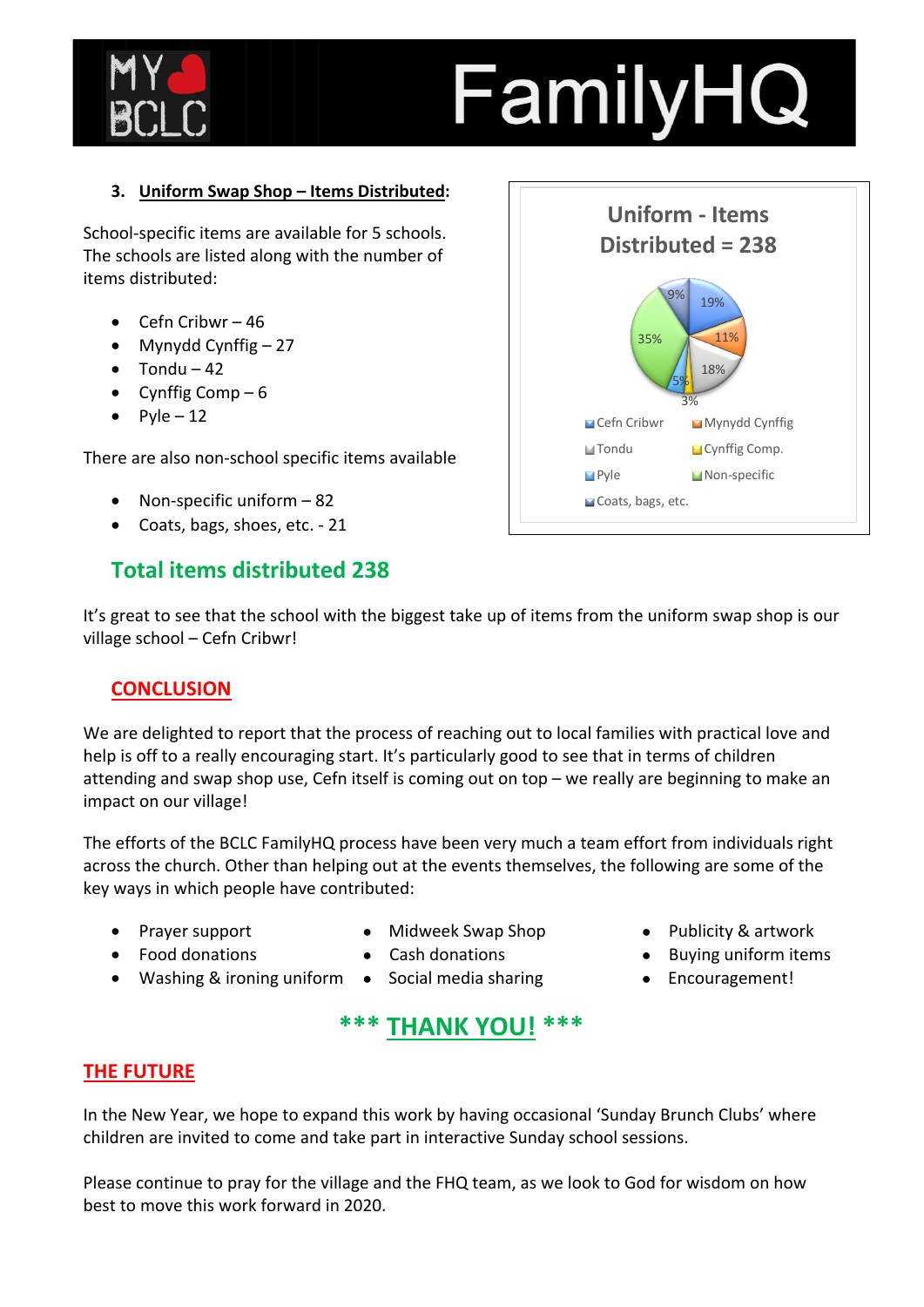### 3. Uniform Swap Shop – Items Distributed:

School-specific items are available for 5 schools. The schools are listed along with the number of items distributed:

- Cefn Cribwr – 46
- Mynydd Cynffig – 27
- Tondu – 42
- Cynffig Comp – 6
- Pyle – 12

There are also non-school specific items available

- Non-specific uniform – 82
- Coats, bags, shoes, etc. - 21

Uniform - Items Distributed = 238

9%
19%
35%
11%
18%
5%
3%

Cefn Cribwr
Mynydd Cynffig
Tondu
Cynffig Comp.
Pyle
Non-specific
Coats, bags, etc.

## Total items distributed 238

It's great to see that the school with the biggest take up of items from the uniform swap shop is our village school – Cefn Cribwr!

## CONCLUSION

We are delighted to report that the process of reaching out to local families with practical love and help is off to a really encouraging start. It's particularly good to see that in terms of children attending and swap shop use, Cefn itself is coming out on top – we really are beginning to make an impact on our village!

The efforts of the BCLC FamilyHQ process have been very much a team effort from individuals right across the church. Other than helping out at the events themselves, the following are some of the key ways in which people have contributed:

- Prayer support
- Food donations
- Washing & ironing uniform
- Midweek Swap Shop
- Cash donations
- Social media sharing
- Publicity & artwork
- Buying uniform items
- Encouragement!

## *** THANK YOU! ***

## THE FUTURE

In the New Year, we hope to expand this work by having occasional 'Sunday Brunch Clubs' where children are invited to come and take part in interactive Sunday school sessions.

Please continue to pray for the village and the FHQ team, as we look to God for wisdom on how best to move this work forward in 2020.